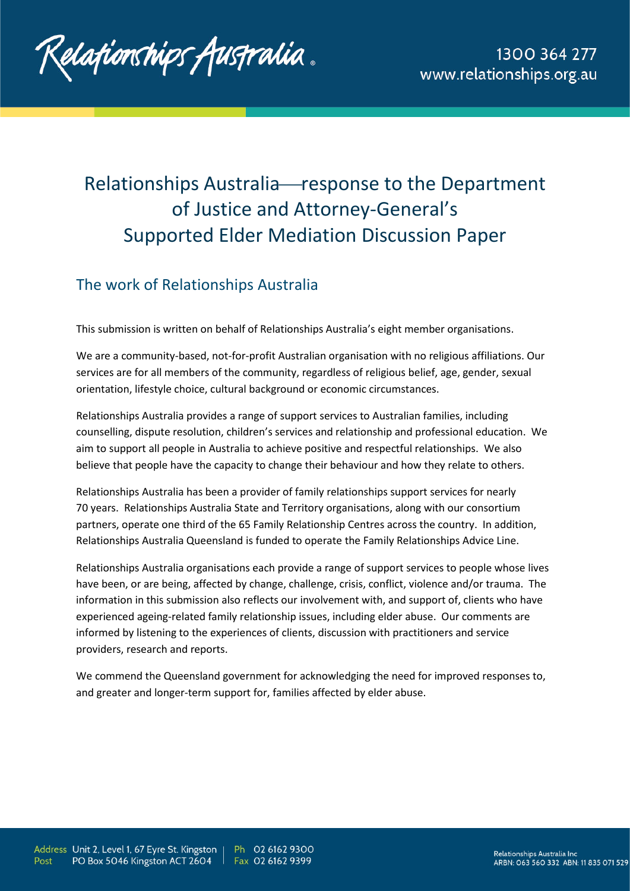# Relationships Australia—response to the Department of Justice and Attorney-General's Supported Elder Mediation Discussion Paper

## The work of Relationships Australia

This submission is written on behalf of Relationships Australia's eight member organisations.

We are a community-based, not-for-profit Australian organisation with no religious affiliations. Our services are for all members of the community, regardless of religious belief, age, gender, sexual orientation, lifestyle choice, cultural background or economic circumstances.

Relationships Australia provides a range of support services to Australian families, including counselling, dispute resolution, children's services and relationship and professional education. We aim to support all people in Australia to achieve positive and respectful relationships. We also believe that people have the capacity to change their behaviour and how they relate to others.

Relationships Australia has been a provider of family relationships support services for nearly 70 years. Relationships Australia State and Territory organisations, along with our consortium partners, operate one third of the 65 Family Relationship Centres across the country. In addition, Relationships Australia Queensland is funded to operate the Family Relationships Advice Line.

Relationships Australia organisations each provide a range of support services to people whose lives have been, or are being, affected by change, challenge, crisis, conflict, violence and/or trauma. The information in this submission also reflects our involvement with, and support of, clients who have experienced ageing-related family relationship issues, including elder abuse. Our comments are informed by listening to the experiences of clients, discussion with practitioners and service providers, research and reports.

We commend the Queensland government for acknowledging the need for improved responses to, and greater and longer-term support for, families affected by elder abuse.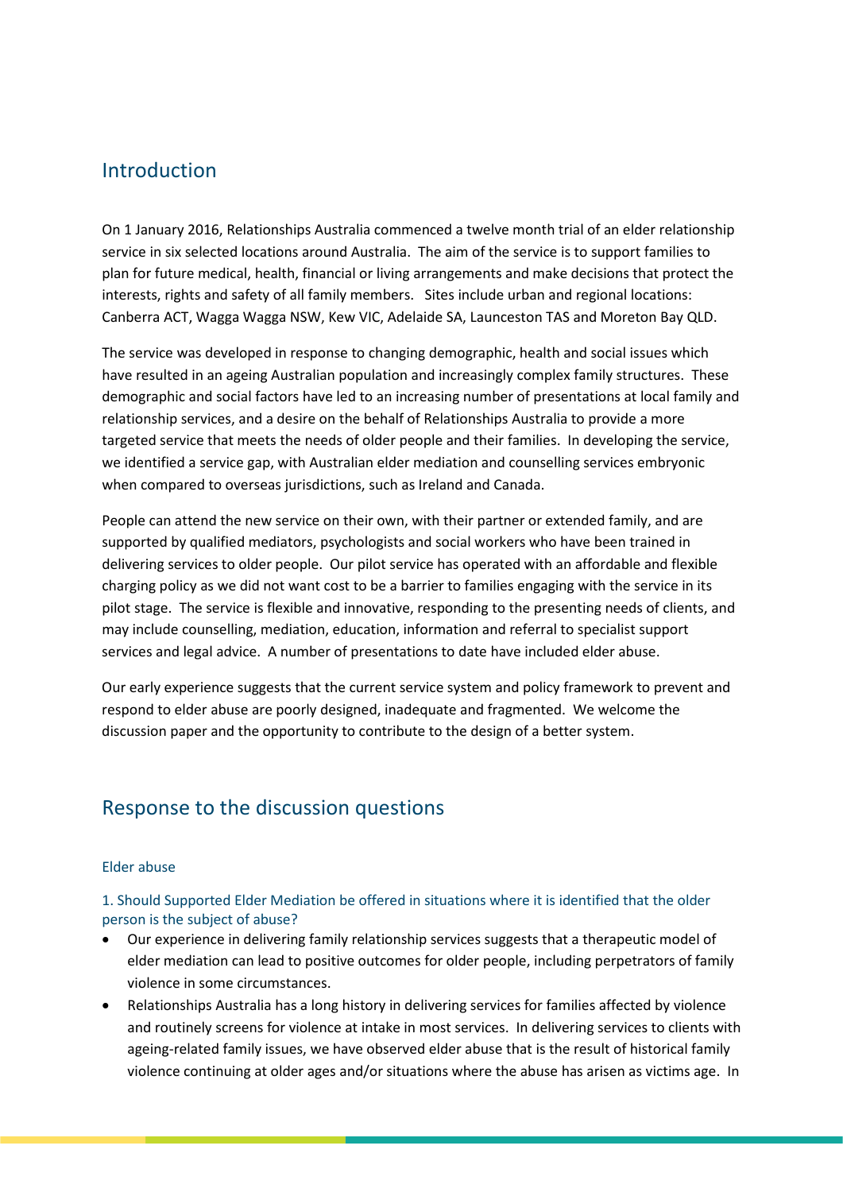## Introduction

On 1 January 2016, Relationships Australia commenced a twelve month trial of an elder relationship service in six selected locations around Australia. The aim of the service is to support families to plan for future medical, health, financial or living arrangements and make decisions that protect the interests, rights and safety of all family members. Sites include urban and regional locations: Canberra ACT, Wagga Wagga NSW, Kew VIC, Adelaide SA, Launceston TAS and Moreton Bay QLD.

The service was developed in response to changing demographic, health and social issues which have resulted in an ageing Australian population and increasingly complex family structures. These demographic and social factors have led to an increasing number of presentations at local family and relationship services, and a desire on the behalf of Relationships Australia to provide a more targeted service that meets the needs of older people and their families. In developing the service, we identified a service gap, with Australian elder mediation and counselling services embryonic when compared to overseas jurisdictions, such as Ireland and Canada.

People can attend the new service on their own, with their partner or extended family, and are supported by qualified mediators, psychologists and social workers who have been trained in delivering services to older people. Our pilot service has operated with an affordable and flexible charging policy as we did not want cost to be a barrier to families engaging with the service in its pilot stage. The service is flexible and innovative, responding to the presenting needs of clients, and may include counselling, mediation, education, information and referral to specialist support services and legal advice. A number of presentations to date have included elder abuse.

Our early experience suggests that the current service system and policy framework to prevent and respond to elder abuse are poorly designed, inadequate and fragmented. We welcome the discussion paper and the opportunity to contribute to the design of a better system.

## Response to the discussion questions

### Elder abuse

#### 1. Should Supported Elder Mediation be offered in situations where it is identified that the older person is the subject of abuse?

- Our experience in delivering family relationship services suggests that a therapeutic model of elder mediation can lead to positive outcomes for older people, including perpetrators of family violence in some circumstances.
- Relationships Australia has a long history in delivering services for families affected by violence and routinely screens for violence at intake in most services. In delivering services to clients with ageing-related family issues, we have observed elder abuse that is the result of historical family violence continuing at older ages and/or situations where the abuse has arisen as victims age. In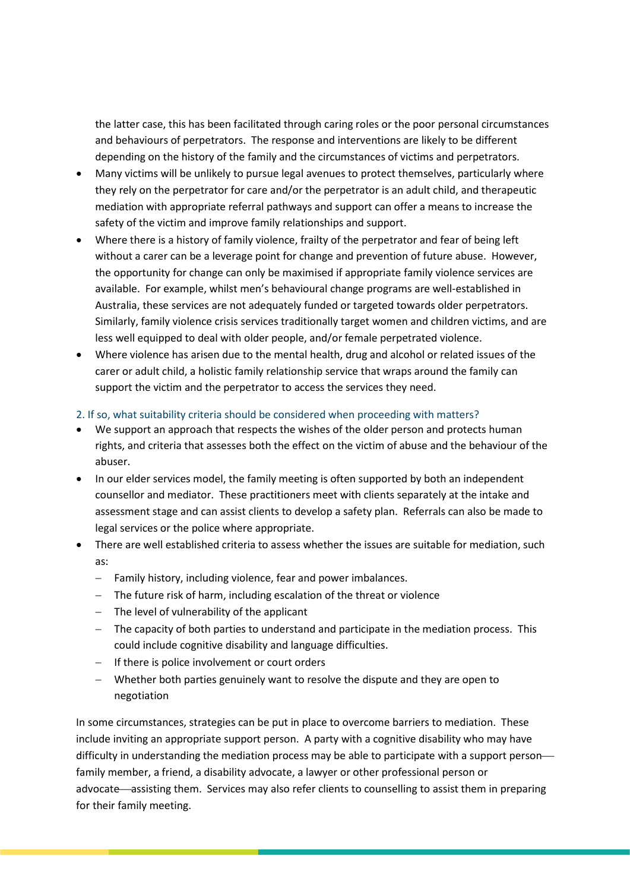the latter case, this has been facilitated through caring roles or the poor personal circumstances and behaviours of perpetrators. The response and interventions are likely to be different depending on the history of the family and the circumstances of victims and perpetrators.

- Many victims will be unlikely to pursue legal avenues to protect themselves, particularly where they rely on the perpetrator for care and/or the perpetrator is an adult child, and therapeutic mediation with appropriate referral pathways and support can offer a means to increase the safety of the victim and improve family relationships and support.
- Where there is a history of family violence, frailty of the perpetrator and fear of being left without a carer can be a leverage point for change and prevention of future abuse. However, the opportunity for change can only be maximised if appropriate family violence services are available. For example, whilst men's behavioural change programs are well-established in Australia, these services are not adequately funded or targeted towards older perpetrators. Similarly, family violence crisis services traditionally target women and children victims, and are less well equipped to deal with older people, and/or female perpetrated violence.
- Where violence has arisen due to the mental health, drug and alcohol or related issues of the carer or adult child, a holistic family relationship service that wraps around the family can support the victim and the perpetrator to access the services they need.

### 2. If so, what suitability criteria should be considered when proceeding with matters?

- We support an approach that respects the wishes of the older person and protects human rights, and criteria that assesses both the effect on the victim of abuse and the behaviour of the abuser.
- In our elder services model, the family meeting is often supported by both an independent counsellor and mediator. These practitioners meet with clients separately at the intake and assessment stage and can assist clients to develop a safety plan. Referrals can also be made to legal services or the police where appropriate.
- There are well established criteria to assess whether the issues are suitable for mediation, such as:
  - Family history, including violence, fear and power imbalances.
  - The future risk of harm, including escalation of the threat or violence
  - The level of vulnerability of the applicant
  - The capacity of both parties to understand and participate in the mediation process. This could include cognitive disability and language difficulties.
  - If there is police involvement or court orders
  - Whether both parties genuinely want to resolve the dispute and they are open to negotiation

In some circumstances, strategies can be put in place to overcome barriers to mediation. These include inviting an appropriate support person. A party with a cognitive disability who may have difficulty in understanding the mediation process may be able to participate with a support person—family member, a friend, a disability advocate, a lawyer or other professional person or advocate—assisting them. Services may also refer clients to counselling to assist them in preparing for their family meeting.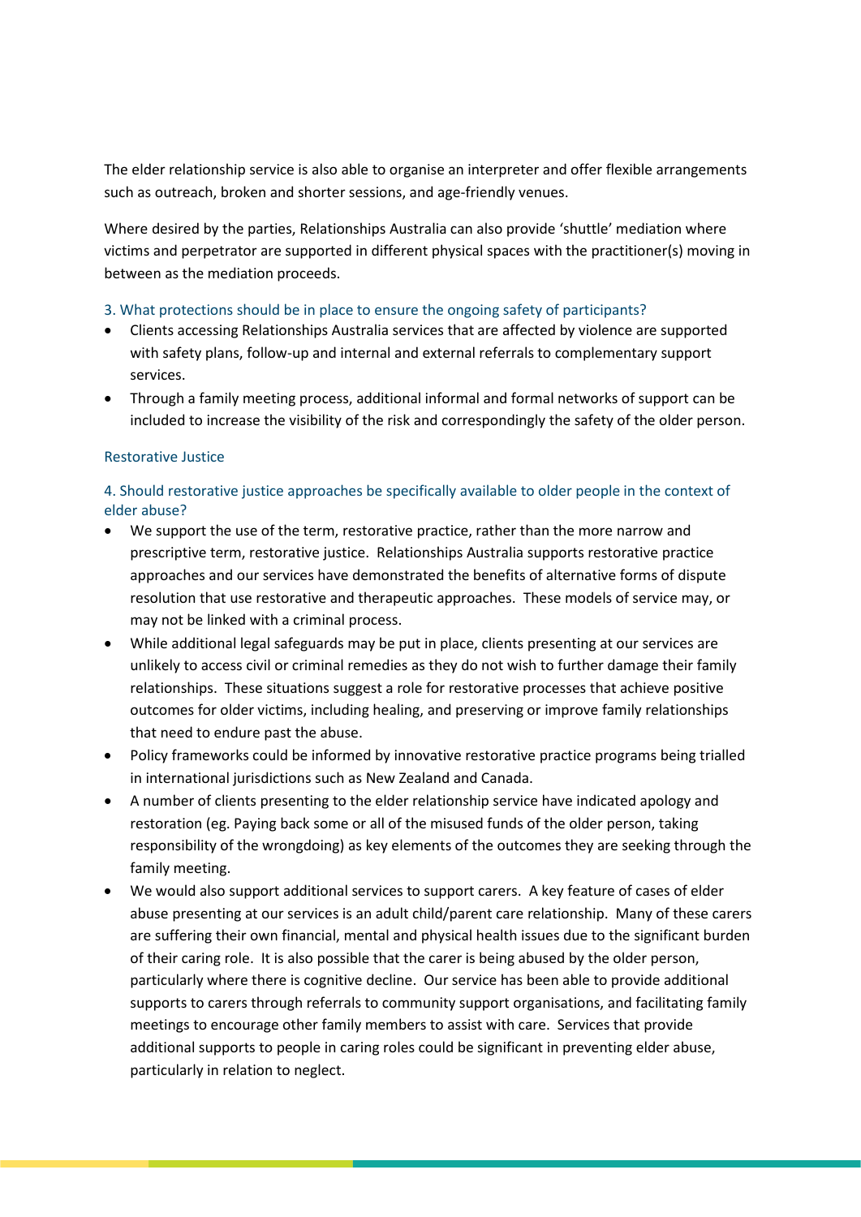The elder relationship service is also able to organise an interpreter and offer flexible arrangements such as outreach, broken and shorter sessions, and age-friendly venues.

Where desired by the parties, Relationships Australia can also provide 'shuttle' mediation where victims and perpetrator are supported in different physical spaces with the practitioner(s) moving in between as the mediation proceeds.

### 3. What protections should be in place to ensure the ongoing safety of participants?

- Clients accessing Relationships Australia services that are affected by violence are supported with safety plans, follow-up and internal and external referrals to complementary support services.
- Through a family meeting process, additional informal and formal networks of support can be included to increase the visibility of the risk and correspondingly the safety of the older person.

## Restorative Justice

### 4. Should restorative justice approaches be specifically available to older people in the context of elder abuse?

- We support the use of the term, restorative practice, rather than the more narrow and prescriptive term, restorative justice. Relationships Australia supports restorative practice approaches and our services have demonstrated the benefits of alternative forms of dispute resolution that use restorative and therapeutic approaches. These models of service may, or may not be linked with a criminal process.
- While additional legal safeguards may be put in place, clients presenting at our services are unlikely to access civil or criminal remedies as they do not wish to further damage their family relationships. These situations suggest a role for restorative processes that achieve positive outcomes for older victims, including healing, and preserving or improve family relationships that need to endure past the abuse.
- Policy frameworks could be informed by innovative restorative practice programs being trialled in international jurisdictions such as New Zealand and Canada.
- A number of clients presenting to the elder relationship service have indicated apology and restoration (eg. Paying back some or all of the misused funds of the older person, taking responsibility of the wrongdoing) as key elements of the outcomes they are seeking through the family meeting.
- We would also support additional services to support carers. A key feature of cases of elder abuse presenting at our services is an adult child/parent care relationship. Many of these carers are suffering their own financial, mental and physical health issues due to the significant burden of their caring role. It is also possible that the carer is being abused by the older person, particularly where there is cognitive decline. Our service has been able to provide additional supports to carers through referrals to community support organisations, and facilitating family meetings to encourage other family members to assist with care. Services that provide additional supports to people in caring roles could be significant in preventing elder abuse, particularly in relation to neglect.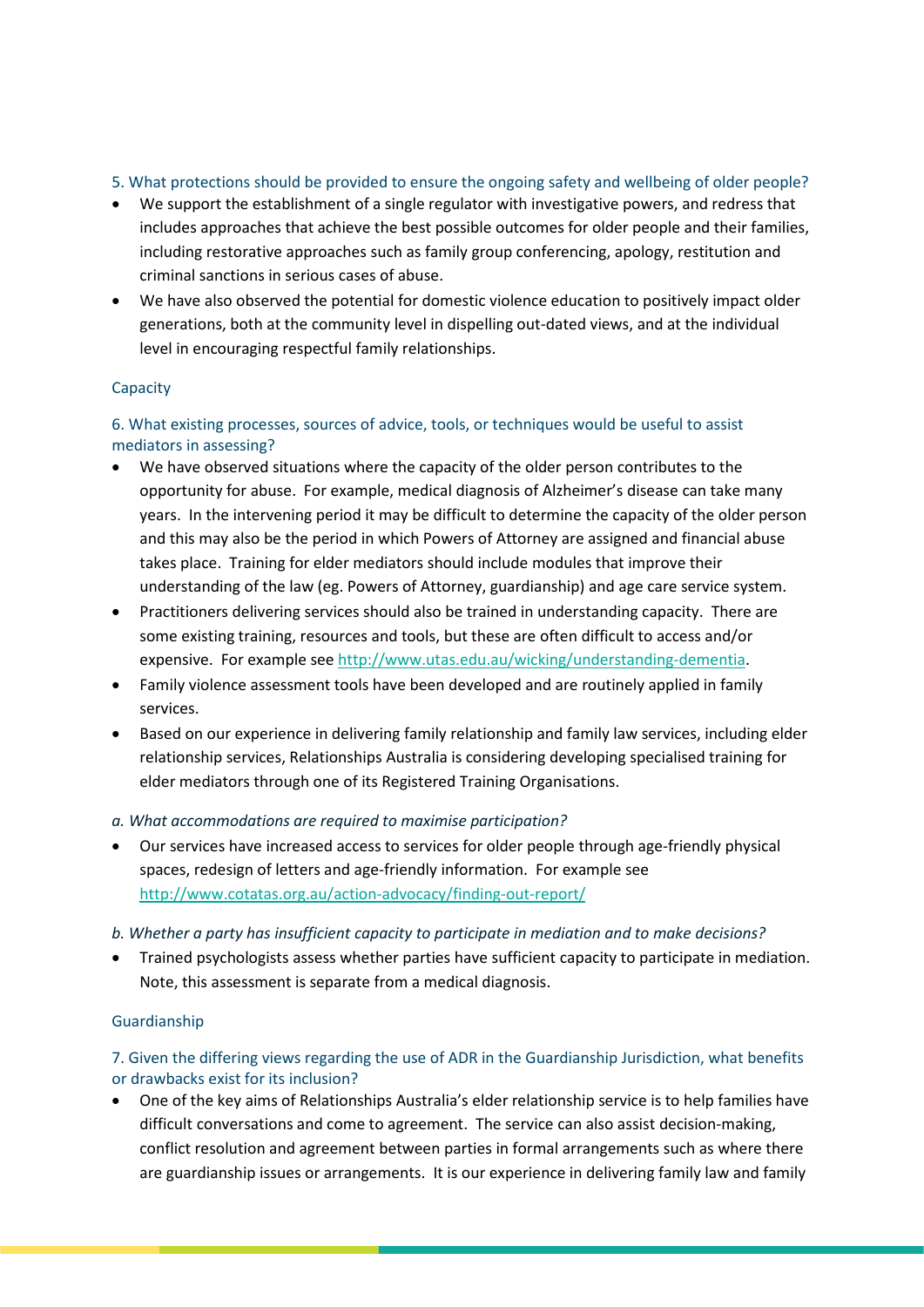### 5. What protections should be provided to ensure the ongoing safety and wellbeing of older people?

- We support the establishment of a single regulator with investigative powers, and redress that includes approaches that achieve the best possible outcomes for older people and their families, including restorative approaches such as family group conferencing, apology, restitution and criminal sanctions in serious cases of abuse.
- We have also observed the potential for domestic violence education to positively impact older generations, both at the community level in dispelling out-dated views, and at the individual level in encouraging respectful family relationships.

## Capacity

### 6. What existing processes, sources of advice, tools, or techniques would be useful to assist mediators in assessing?

- We have observed situations where the capacity of the older person contributes to the opportunity for abuse. For example, medical diagnosis of Alzheimer's disease can take many years. In the intervening period it may be difficult to determine the capacity of the older person and this may also be the period in which Powers of Attorney are assigned and financial abuse takes place. Training for elder mediators should include modules that improve their understanding of the law (eg. Powers of Attorney, guardianship) and age care service system.
- Practitioners delivering services should also be trained in understanding capacity. There are some existing training, resources and tools, but these are often difficult to access and/or expensive. For example see [http://www.utas.edu.au/wicking/understanding-dementia](http://www.utas.edu.au/wicking/understanding-dementia).
- Family violence assessment tools have been developed and are routinely applied in family services.
- Based on our experience in delivering family relationship and family law services, including elder relationship services, Relationships Australia is considering developing specialised training for elder mediators through one of its Registered Training Organisations.

*a. What accommodations are required to maximise participation?*

- Our services have increased access to services for older people through age-friendly physical spaces, redesign of letters and age-friendly information. For example see [http://www.cotatas.org.au/action-advocacy/finding-out-report/](http://www.cotatas.org.au/action-advocacy/finding-out-report/)

*b. Whether a party has insufficient capacity to participate in mediation and to make decisions?*

- Trained psychologists assess whether parties have sufficient capacity to participate in mediation. Note, this assessment is separate from a medical diagnosis.

## Guardianship

### 7. Given the differing views regarding the use of ADR in the Guardianship Jurisdiction, what benefits or drawbacks exist for its inclusion?

- One of the key aims of Relationships Australia's elder relationship service is to help families have difficult conversations and come to agreement. The service can also assist decision-making, conflict resolution and agreement between parties in formal arrangements such as where there are guardianship issues or arrangements. It is our experience in delivering family law and family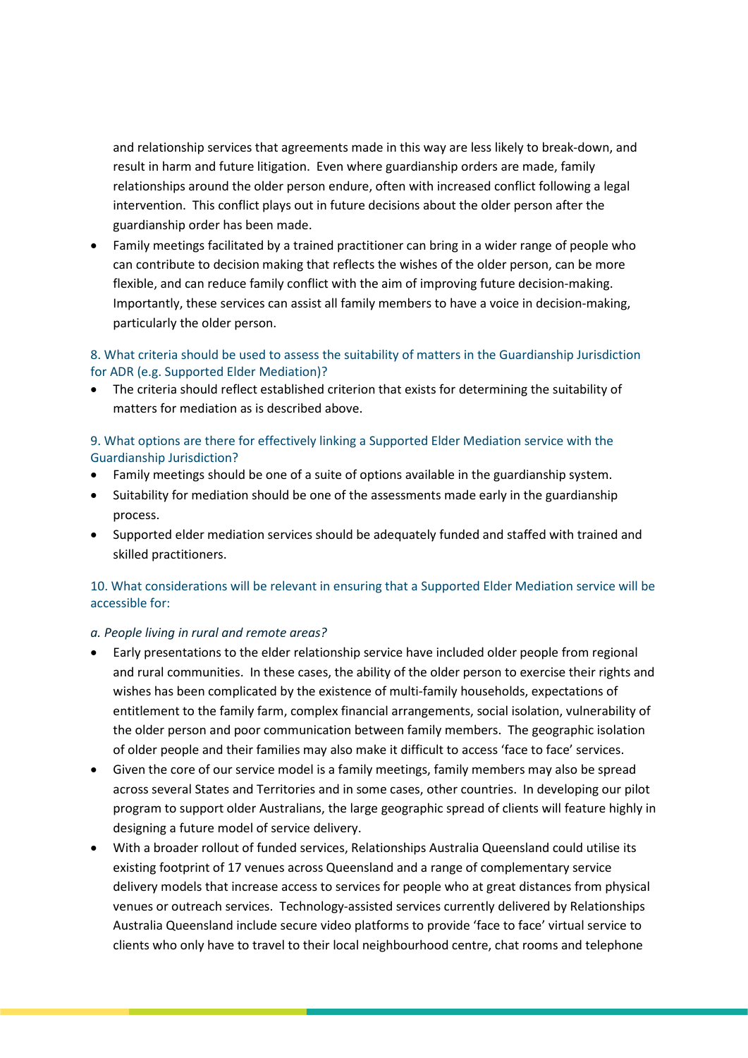and relationship services that agreements made in this way are less likely to break-down, and result in harm and future litigation. Even where guardianship orders are made, family relationships around the older person endure, often with increased conflict following a legal intervention. This conflict plays out in future decisions about the older person after the guardianship order has been made.

- Family meetings facilitated by a trained practitioner can bring in a wider range of people who can contribute to decision making that reflects the wishes of the older person, can be more flexible, and can reduce family conflict with the aim of improving future decision-making. Importantly, these services can assist all family members to have a voice in decision-making, particularly the older person.

### 8. What criteria should be used to assess the suitability of matters in the Guardianship Jurisdiction for ADR (e.g. Supported Elder Mediation)?

- The criteria should reflect established criterion that exists for determining the suitability of matters for mediation as is described above.

### 9. What options are there for effectively linking a Supported Elder Mediation service with the Guardianship Jurisdiction?

- Family meetings should be one of a suite of options available in the guardianship system.
- Suitability for mediation should be one of the assessments made early in the guardianship process.
- Supported elder mediation services should be adequately funded and staffed with trained and skilled practitioners.

### 10. What considerations will be relevant in ensuring that a Supported Elder Mediation service will be accessible for:

*a. People living in rural and remote areas?*

- Early presentations to the elder relationship service have included older people from regional and rural communities. In these cases, the ability of the older person to exercise their rights and wishes has been complicated by the existence of multi-family households, expectations of entitlement to the family farm, complex financial arrangements, social isolation, vulnerability of the older person and poor communication between family members. The geographic isolation of older people and their families may also make it difficult to access 'face to face' services.
- Given the core of our service model is a family meetings, family members may also be spread across several States and Territories and in some cases, other countries. In developing our pilot program to support older Australians, the large geographic spread of clients will feature highly in designing a future model of service delivery.
- With a broader rollout of funded services, Relationships Australia Queensland could utilise its existing footprint of 17 venues across Queensland and a range of complementary service delivery models that increase access to services for people who at great distances from physical venues or outreach services. Technology-assisted services currently delivered by Relationships Australia Queensland include secure video platforms to provide 'face to face' virtual service to clients who only have to travel to their local neighbourhood centre, chat rooms and telephone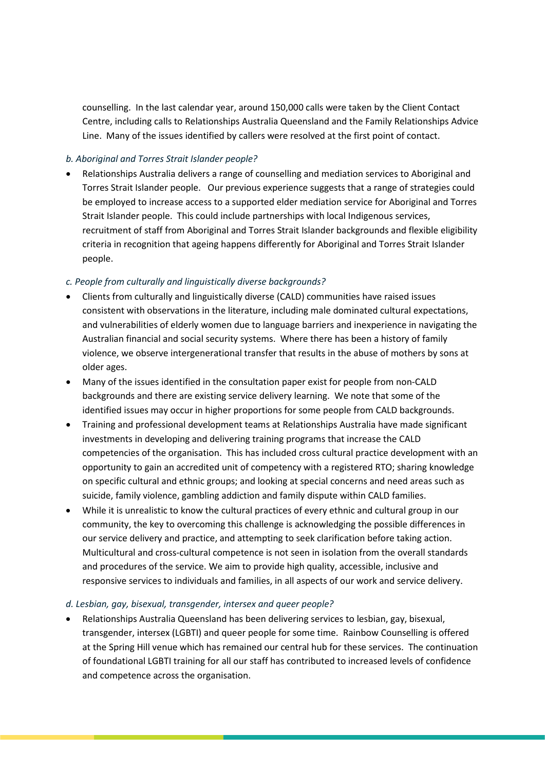counselling. In the last calendar year, around 150,000 calls were taken by the Client Contact Centre, including calls to Relationships Australia Queensland and the Family Relationships Advice Line. Many of the issues identified by callers were resolved at the first point of contact.

*b. Aboriginal and Torres Strait Islander people?*

- Relationships Australia delivers a range of counselling and mediation services to Aboriginal and Torres Strait Islander people. Our previous experience suggests that a range of strategies could be employed to increase access to a supported elder mediation service for Aboriginal and Torres Strait Islander people. This could include partnerships with local Indigenous services, recruitment of staff from Aboriginal and Torres Strait Islander backgrounds and flexible eligibility criteria in recognition that ageing happens differently for Aboriginal and Torres Strait Islander people.

*c. People from culturally and linguistically diverse backgrounds?*

- Clients from culturally and linguistically diverse (CALD) communities have raised issues consistent with observations in the literature, including male dominated cultural expectations, and vulnerabilities of elderly women due to language barriers and inexperience in navigating the Australian financial and social security systems. Where there has been a history of family violence, we observe intergenerational transfer that results in the abuse of mothers by sons at older ages.
- Many of the issues identified in the consultation paper exist for people from non-CALD backgrounds and there are existing service delivery learning. We note that some of the identified issues may occur in higher proportions for some people from CALD backgrounds.
- Training and professional development teams at Relationships Australia have made significant investments in developing and delivering training programs that increase the CALD competencies of the organisation. This has included cross cultural practice development with an opportunity to gain an accredited unit of competency with a registered RTO; sharing knowledge on specific cultural and ethnic groups; and looking at special concerns and need areas such as suicide, family violence, gambling addiction and family dispute within CALD families.
- While it is unrealistic to know the cultural practices of every ethnic and cultural group in our community, the key to overcoming this challenge is acknowledging the possible differences in our service delivery and practice, and attempting to seek clarification before taking action. Multicultural and cross-cultural competence is not seen in isolation from the overall standards and procedures of the service. We aim to provide high quality, accessible, inclusive and responsive services to individuals and families, in all aspects of our work and service delivery.

*d. Lesbian, gay, bisexual, transgender, intersex and queer people?*

- Relationships Australia Queensland has been delivering services to lesbian, gay, bisexual, transgender, intersex (LGBTI) and queer people for some time. Rainbow Counselling is offered at the Spring Hill venue which has remained our central hub for these services. The continuation of foundational LGBTI training for all our staff has contributed to increased levels of confidence and competence across the organisation.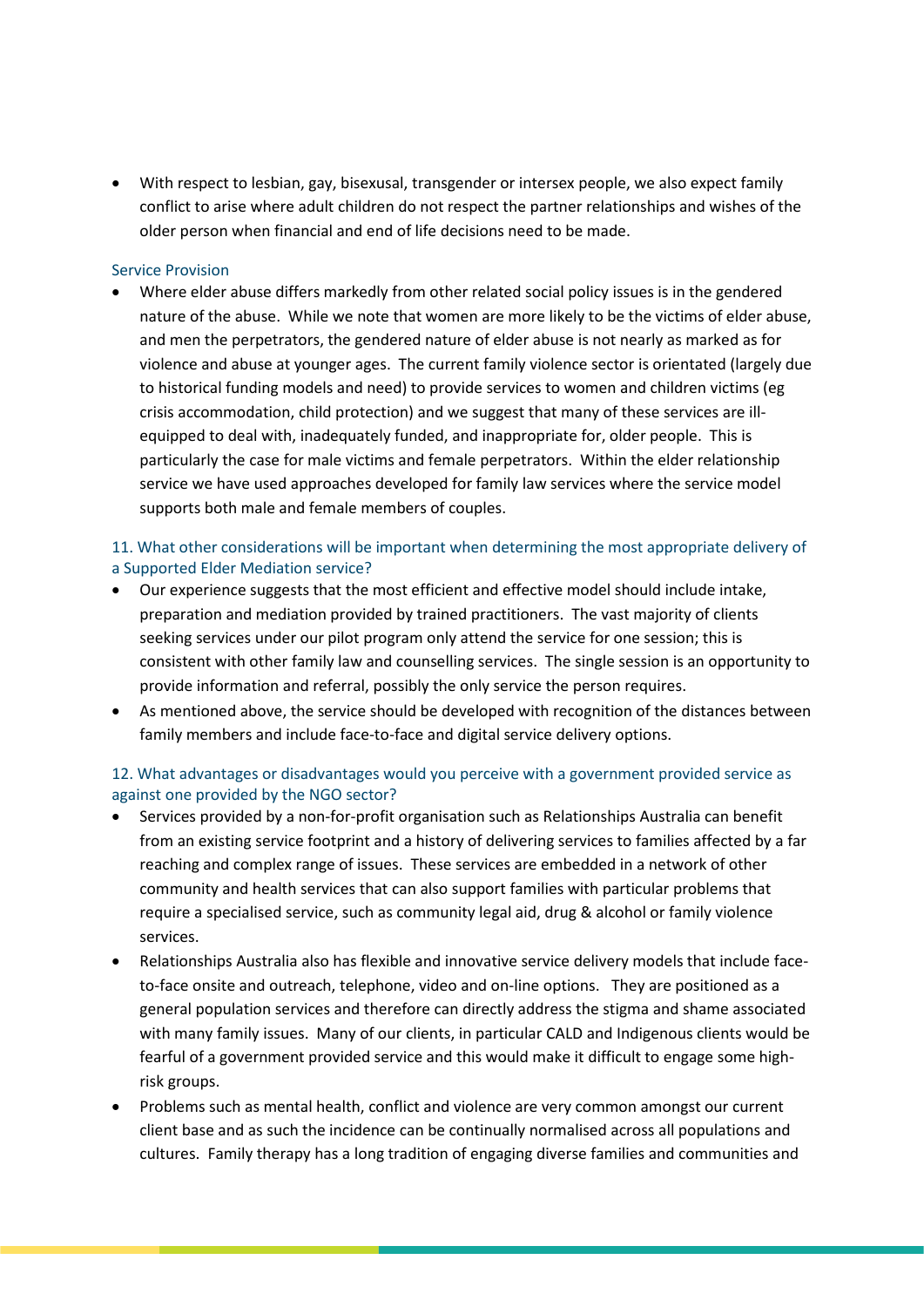- With respect to lesbian, gay, bisexual, transgender or intersex people, we also expect family conflict to arise where adult children do not respect the partner relationships and wishes of the older person when financial and end of life decisions need to be made.

### Service Provision

- Where elder abuse differs markedly from other related social policy issues is in the gendered nature of the abuse. While we note that women are more likely to be the victims of elder abuse, and men the perpetrators, the gendered nature of elder abuse is not nearly as marked as for violence and abuse at younger ages. The current family violence sector is orientated (largely due to historical funding models and need) to provide services to women and children victims (eg crisis accommodation, child protection) and we suggest that many of these services are ill-equipped to deal with, inadequately funded, and inappropriate for, older people. This is particularly the case for male victims and female perpetrators. Within the elder relationship service we have used approaches developed for family law services where the service model supports both male and female members of couples.

### 11. What other considerations will be important when determining the most appropriate delivery of a Supported Elder Mediation service?

- Our experience suggests that the most efficient and effective model should include intake, preparation and mediation provided by trained practitioners. The vast majority of clients seeking services under our pilot program only attend the service for one session; this is consistent with other family law and counselling services. The single session is an opportunity to provide information and referral, possibly the only service the person requires.
- As mentioned above, the service should be developed with recognition of the distances between family members and include face-to-face and digital service delivery options.

### 12. What advantages or disadvantages would you perceive with a government provided service as against one provided by the NGO sector?

- Services provided by a non-for-profit organisation such as Relationships Australia can benefit from an existing service footprint and a history of delivering services to families affected by a far reaching and complex range of issues. These services are embedded in a network of other community and health services that can also support families with particular problems that require a specialised service, such as community legal aid, drug & alcohol or family violence services.
- Relationships Australia also has flexible and innovative service delivery models that include face-to-face onsite and outreach, telephone, video and on-line options. They are positioned as a general population services and therefore can directly address the stigma and shame associated with many family issues. Many of our clients, in particular CALD and Indigenous clients would be fearful of a government provided service and this would make it difficult to engage some high-risk groups.
- Problems such as mental health, conflict and violence are very common amongst our current client base and as such the incidence can be continually normalised across all populations and cultures. Family therapy has a long tradition of engaging diverse families and communities and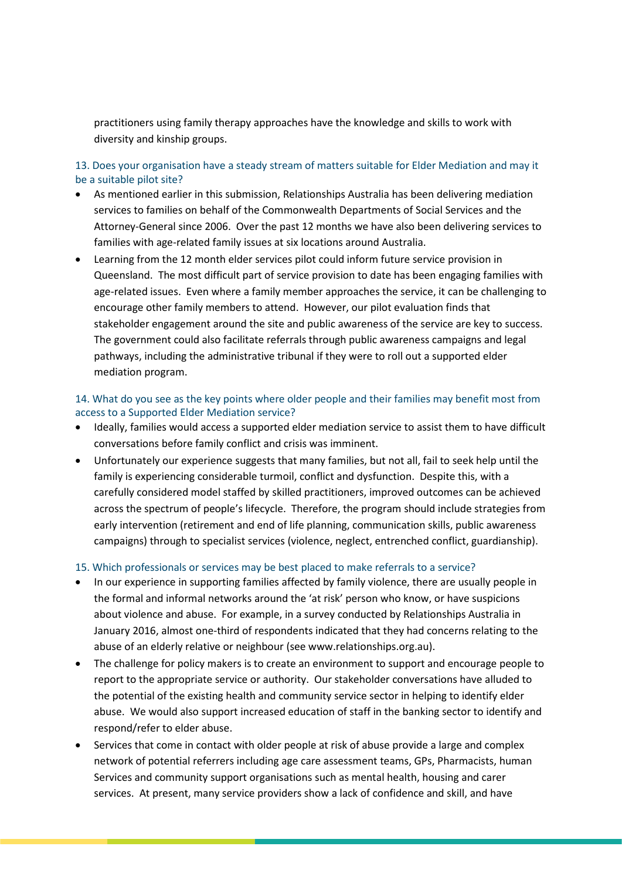practitioners using family therapy approaches have the knowledge and skills to work with diversity and kinship groups.

### 13. Does your organisation have a steady stream of matters suitable for Elder Mediation and may it be a suitable pilot site?

- As mentioned earlier in this submission, Relationships Australia has been delivering mediation services to families on behalf of the Commonwealth Departments of Social Services and the Attorney-General since 2006. Over the past 12 months we have also been delivering services to families with age-related family issues at six locations around Australia.
- Learning from the 12 month elder services pilot could inform future service provision in Queensland. The most difficult part of service provision to date has been engaging families with age-related issues. Even where a family member approaches the service, it can be challenging to encourage other family members to attend. However, our pilot evaluation finds that stakeholder engagement around the site and public awareness of the service are key to success. The government could also facilitate referrals through public awareness campaigns and legal pathways, including the administrative tribunal if they were to roll out a supported elder mediation program.

### 14. What do you see as the key points where older people and their families may benefit most from access to a Supported Elder Mediation service?

- Ideally, families would access a supported elder mediation service to assist them to have difficult conversations before family conflict and crisis was imminent.
- Unfortunately our experience suggests that many families, but not all, fail to seek help until the family is experiencing considerable turmoil, conflict and dysfunction. Despite this, with a carefully considered model staffed by skilled practitioners, improved outcomes can be achieved across the spectrum of people's lifecycle. Therefore, the program should include strategies from early intervention (retirement and end of life planning, communication skills, public awareness campaigns) through to specialist services (violence, neglect, entrenched conflict, guardianship).

### 15. Which professionals or services may be best placed to make referrals to a service?

- In our experience in supporting families affected by family violence, there are usually people in the formal and informal networks around the 'at risk' person who know, or have suspicions about violence and abuse. For example, in a survey conducted by Relationships Australia in January 2016, almost one-third of respondents indicated that they had concerns relating to the abuse of an elderly relative or neighbour (see www.relationships.org.au).
- The challenge for policy makers is to create an environment to support and encourage people to report to the appropriate service or authority. Our stakeholder conversations have alluded to the potential of the existing health and community service sector in helping to identify elder abuse. We would also support increased education of staff in the banking sector to identify and respond/refer to elder abuse.
- Services that come in contact with older people at risk of abuse provide a large and complex network of potential referrers including age care assessment teams, GPs, Pharmacists, human Services and community support organisations such as mental health, housing and carer services. At present, many service providers show a lack of confidence and skill, and have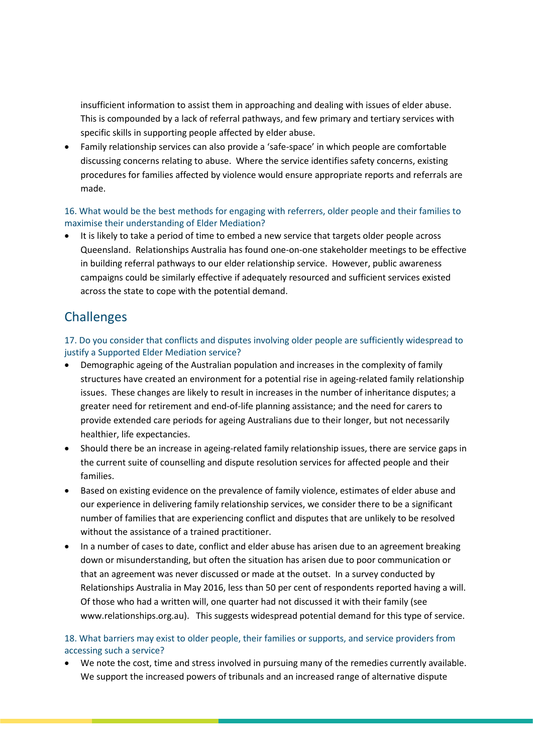insufficient information to assist them in approaching and dealing with issues of elder abuse. This is compounded by a lack of referral pathways, and few primary and tertiary services with specific skills in supporting people affected by elder abuse.

- Family relationship services can also provide a 'safe-space' in which people are comfortable discussing concerns relating to abuse. Where the service identifies safety concerns, existing procedures for families affected by violence would ensure appropriate reports and referrals are made.

16. What would be the best methods for engaging with referrers, older people and their families to maximise their understanding of Elder Mediation?

- It is likely to take a period of time to embed a new service that targets older people across Queensland. Relationships Australia has found one-on-one stakeholder meetings to be effective in building referral pathways to our elder relationship service. However, public awareness campaigns could be similarly effective if adequately resourced and sufficient services existed across the state to cope with the potential demand.

## Challenges

17. Do you consider that conflicts and disputes involving older people are sufficiently widespread to justify a Supported Elder Mediation service?

- Demographic ageing of the Australian population and increases in the complexity of family structures have created an environment for a potential rise in ageing-related family relationship issues. These changes are likely to result in increases in the number of inheritance disputes; a greater need for retirement and end-of-life planning assistance; and the need for carers to provide extended care periods for ageing Australians due to their longer, but not necessarily healthier, life expectancies.
- Should there be an increase in ageing-related family relationship issues, there are service gaps in the current suite of counselling and dispute resolution services for affected people and their families.
- Based on existing evidence on the prevalence of family violence, estimates of elder abuse and our experience in delivering family relationship services, we consider there to be a significant number of families that are experiencing conflict and disputes that are unlikely to be resolved without the assistance of a trained practitioner.
- In a number of cases to date, conflict and elder abuse has arisen due to an agreement breaking down or misunderstanding, but often the situation has arisen due to poor communication or that an agreement was never discussed or made at the outset. In a survey conducted by Relationships Australia in May 2016, less than 50 per cent of respondents reported having a will. Of those who had a written will, one quarter had not discussed it with their family (see www.relationships.org.au). This suggests widespread potential demand for this type of service.

18. What barriers may exist to older people, their families or supports, and service providers from accessing such a service?

- We note the cost, time and stress involved in pursuing many of the remedies currently available. We support the increased powers of tribunals and an increased range of alternative dispute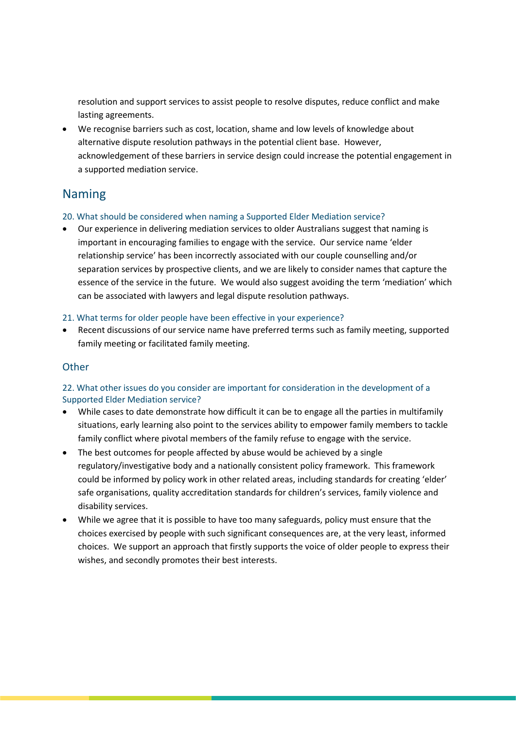resolution and support services to assist people to resolve disputes, reduce conflict and make lasting agreements.

- We recognise barriers such as cost, location, shame and low levels of knowledge about alternative dispute resolution pathways in the potential client base. However, acknowledgement of these barriers in service design could increase the potential engagement in a supported mediation service.

## Naming

### 20. What should be considered when naming a Supported Elder Mediation service?

- Our experience in delivering mediation services to older Australians suggest that naming is important in encouraging families to engage with the service. Our service name 'elder relationship service' has been incorrectly associated with our couple counselling and/or separation services by prospective clients, and we are likely to consider names that capture the essence of the service in the future. We would also suggest avoiding the term 'mediation' which can be associated with lawyers and legal dispute resolution pathways.

### 21. What terms for older people have been effective in your experience?

- Recent discussions of our service name have preferred terms such as family meeting, supported family meeting or facilitated family meeting.

## Other

### 22. What other issues do you consider are important for consideration in the development of a Supported Elder Mediation service?

- While cases to date demonstrate how difficult it can be to engage all the parties in multifamily situations, early learning also point to the services ability to empower family members to tackle family conflict where pivotal members of the family refuse to engage with the service.
- The best outcomes for people affected by abuse would be achieved by a single regulatory/investigative body and a nationally consistent policy framework. This framework could be informed by policy work in other related areas, including standards for creating 'elder' safe organisations, quality accreditation standards for children's services, family violence and disability services.
- While we agree that it is possible to have too many safeguards, policy must ensure that the choices exercised by people with such significant consequences are, at the very least, informed choices. We support an approach that firstly supports the voice of older people to express their wishes, and secondly promotes their best interests.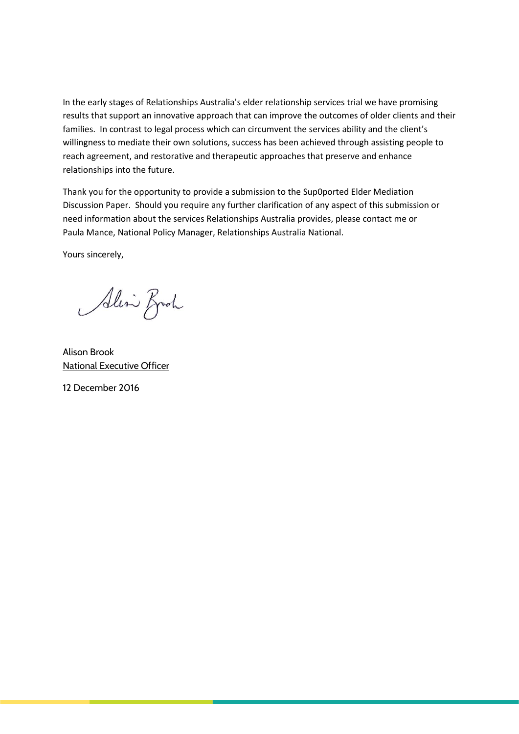In the early stages of Relationships Australia's elder relationship services trial we have promising results that support an innovative approach that can improve the outcomes of older clients and their families. In contrast to legal process which can circumvent the services ability and the client's willingness to mediate their own solutions, success has been achieved through assisting people to reach agreement, and restorative and therapeutic approaches that preserve and enhance relationships into the future.

Thank you for the opportunity to provide a submission to the Sup0orted Elder Mediation Discussion Paper. Should you require any further clarification of any aspect of this submission or need information about the services Relationships Australia provides, please contact me or Paula Mance, National Policy Manager, Relationships Australia National.

Yours sincerely,

Alison Brook
National Executive Officer

12 December 2016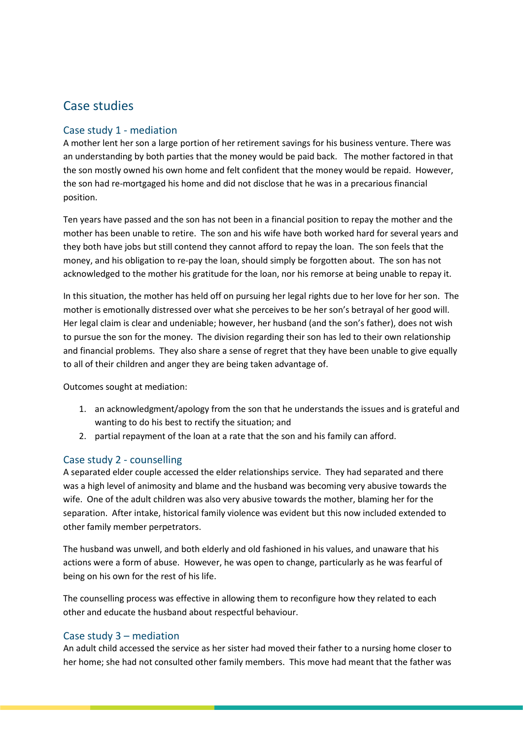## Case studies

### Case study 1 - mediation

A mother lent her son a large portion of her retirement savings for his business venture. There was an understanding by both parties that the money would be paid back. The mother factored in that the son mostly owned his own home and felt confident that the money would be repaid. However, the son had re-mortgaged his home and did not disclose that he was in a precarious financial position.

Ten years have passed and the son has not been in a financial position to repay the mother and the mother has been unable to retire. The son and his wife have both worked hard for several years and they both have jobs but still contend they cannot afford to repay the loan. The son feels that the money, and his obligation to re-pay the loan, should simply be forgotten about. The son has not acknowledged to the mother his gratitude for the loan, nor his remorse at being unable to repay it.

In this situation, the mother has held off on pursuing her legal rights due to her love for her son. The mother is emotionally distressed over what she perceives to be her son's betrayal of her good will. Her legal claim is clear and undeniable; however, her husband (and the son's father), does not wish to pursue the son for the money. The division regarding their son has led to their own relationship and financial problems. They also share a sense of regret that they have been unable to give equally to all of their children and anger they are being taken advantage of.

Outcomes sought at mediation:

1. an acknowledgment/apology from the son that he understands the issues and is grateful and wanting to do his best to rectify the situation; and
2. partial repayment of the loan at a rate that the son and his family can afford.

### Case study 2 - counselling

A separated elder couple accessed the elder relationships service. They had separated and there was a high level of animosity and blame and the husband was becoming very abusive towards the wife. One of the adult children was also very abusive towards the mother, blaming her for the separation. After intake, historical family violence was evident but this now included extended to other family member perpetrators.

The husband was unwell, and both elderly and old fashioned in his values, and unaware that his actions were a form of abuse. However, he was open to change, particularly as he was fearful of being on his own for the rest of his life.

The counselling process was effective in allowing them to reconfigure how they related to each other and educate the husband about respectful behaviour.

### Case study 3 – mediation

An adult child accessed the service as her sister had moved their father to a nursing home closer to her home; she had not consulted other family members. This move had meant that the father was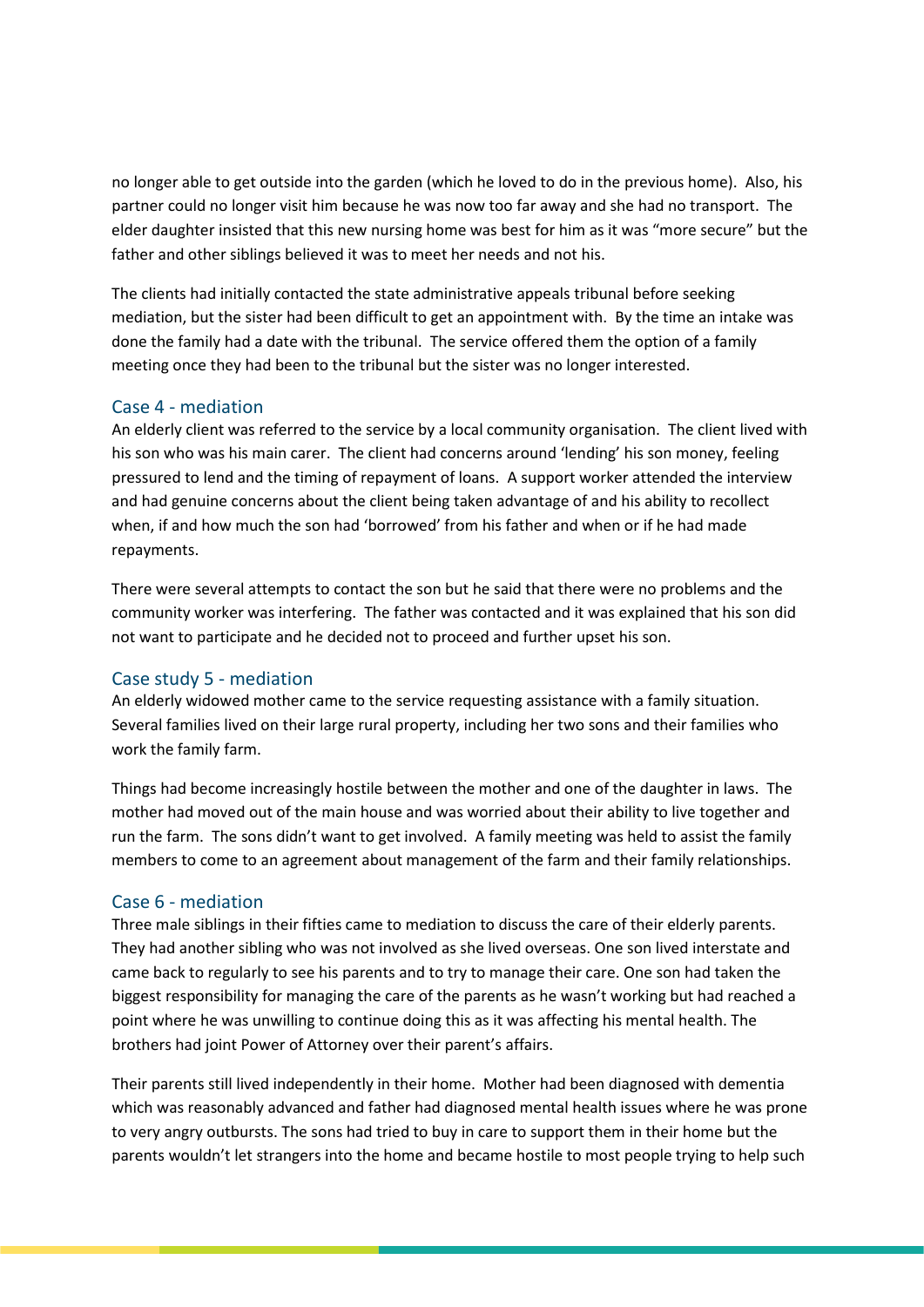no longer able to get outside into the garden (which he loved to do in the previous home). Also, his partner could no longer visit him because he was now too far away and she had no transport. The elder daughter insisted that this new nursing home was best for him as it was "more secure" but the father and other siblings believed it was to meet her needs and not his.

The clients had initially contacted the state administrative appeals tribunal before seeking mediation, but the sister had been difficult to get an appointment with. By the time an intake was done the family had a date with the tribunal. The service offered them the option of a family meeting once they had been to the tribunal but the sister was no longer interested.

### Case 4 - mediation

An elderly client was referred to the service by a local community organisation. The client lived with his son who was his main carer. The client had concerns around 'lending' his son money, feeling pressured to lend and the timing of repayment of loans. A support worker attended the interview and had genuine concerns about the client being taken advantage of and his ability to recollect when, if and how much the son had 'borrowed' from his father and when or if he had made repayments.

There were several attempts to contact the son but he said that there were no problems and the community worker was interfering. The father was contacted and it was explained that his son did not want to participate and he decided not to proceed and further upset his son.

### Case study 5 - mediation

An elderly widowed mother came to the service requesting assistance with a family situation. Several families lived on their large rural property, including her two sons and their families who work the family farm.

Things had become increasingly hostile between the mother and one of the daughter in laws. The mother had moved out of the main house and was worried about their ability to live together and run the farm. The sons didn't want to get involved. A family meeting was held to assist the family members to come to an agreement about management of the farm and their family relationships.

### Case 6 - mediation

Three male siblings in their fifties came to mediation to discuss the care of their elderly parents. They had another sibling who was not involved as she lived overseas. One son lived interstate and came back to regularly to see his parents and to try to manage their care. One son had taken the biggest responsibility for managing the care of the parents as he wasn't working but had reached a point where he was unwilling to continue doing this as it was affecting his mental health. The brothers had joint Power of Attorney over their parent's affairs.

Their parents still lived independently in their home. Mother had been diagnosed with dementia which was reasonably advanced and father had diagnosed mental health issues where he was prone to very angry outbursts. The sons had tried to buy in care to support them in their home but the parents wouldn't let strangers into the home and became hostile to most people trying to help such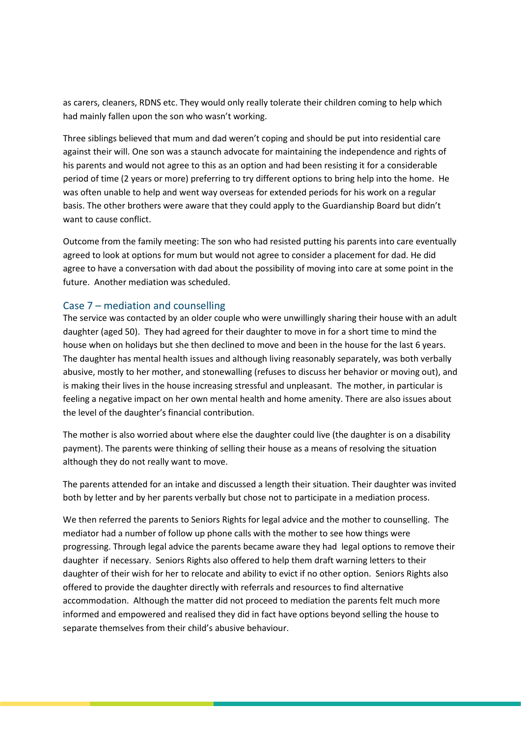as carers, cleaners, RDNS etc. They would only really tolerate their children coming to help which had mainly fallen upon the son who wasn't working.

Three siblings believed that mum and dad weren't coping and should be put into residential care against their will. One son was a staunch advocate for maintaining the independence and rights of his parents and would not agree to this as an option and had been resisting it for a considerable period of time (2 years or more) preferring to try different options to bring help into the home. He was often unable to help and went way overseas for extended periods for his work on a regular basis. The other brothers were aware that they could apply to the Guardianship Board but didn't want to cause conflict.

Outcome from the family meeting: The son who had resisted putting his parents into care eventually agreed to look at options for mum but would not agree to consider a placement for dad. He did agree to have a conversation with dad about the possibility of moving into care at some point in the future. Another mediation was scheduled.

## Case 7 – mediation and counselling

The service was contacted by an older couple who were unwillingly sharing their house with an adult daughter (aged 50). They had agreed for their daughter to move in for a short time to mind the house when on holidays but she then declined to move and been in the house for the last 6 years. The daughter has mental health issues and although living reasonably separately, was both verbally abusive, mostly to her mother, and stonewalling (refuses to discuss her behavior or moving out), and is making their lives in the house increasing stressful and unpleasant. The mother, in particular is feeling a negative impact on her own mental health and home amenity. There are also issues about the level of the daughter's financial contribution.

The mother is also worried about where else the daughter could live (the daughter is on a disability payment). The parents were thinking of selling their house as a means of resolving the situation although they do not really want to move.

The parents attended for an intake and discussed a length their situation. Their daughter was invited both by letter and by her parents verbally but chose not to participate in a mediation process.

We then referred the parents to Seniors Rights for legal advice and the mother to counselling. The mediator had a number of follow up phone calls with the mother to see how things were progressing. Through legal advice the parents became aware they had legal options to remove their daughter if necessary. Seniors Rights also offered to help them draft warning letters to their daughter of their wish for her to relocate and ability to evict if no other option. Seniors Rights also offered to provide the daughter directly with referrals and resources to find alternative accommodation. Although the matter did not proceed to mediation the parents felt much more informed and empowered and realised they did in fact have options beyond selling the house to separate themselves from their child's abusive behaviour.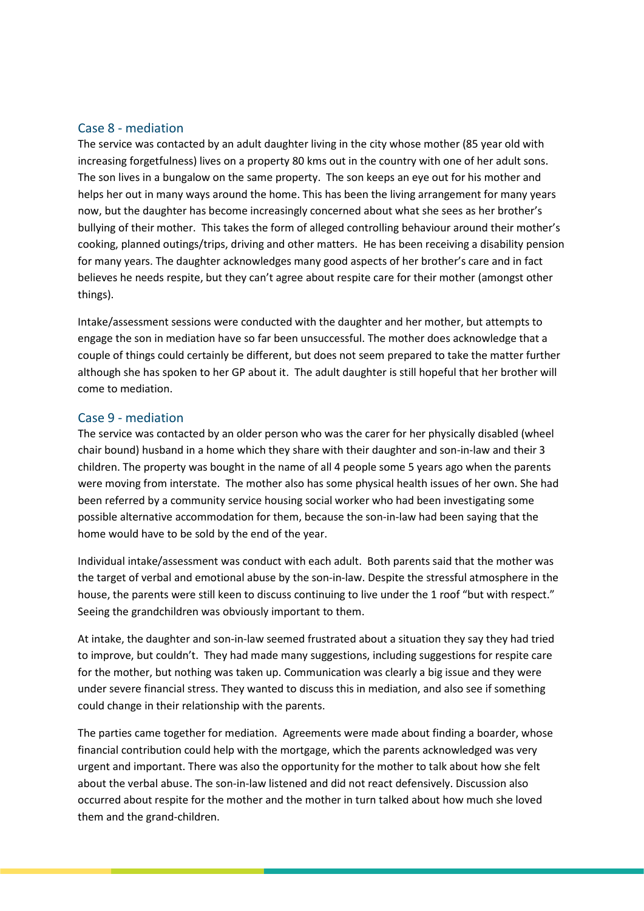## Case 8 - mediation

The service was contacted by an adult daughter living in the city whose mother (85 year old with increasing forgetfulness) lives on a property 80 kms out in the country with one of her adult sons. The son lives in a bungalow on the same property. The son keeps an eye out for his mother and helps her out in many ways around the home. This has been the living arrangement for many years now, but the daughter has become increasingly concerned about what she sees as her brother's bullying of their mother. This takes the form of alleged controlling behaviour around their mother's cooking, planned outings/trips, driving and other matters. He has been receiving a disability pension for many years. The daughter acknowledges many good aspects of her brother's care and in fact believes he needs respite, but they can't agree about respite care for their mother (amongst other things).

Intake/assessment sessions were conducted with the daughter and her mother, but attempts to engage the son in mediation have so far been unsuccessful. The mother does acknowledge that a couple of things could certainly be different, but does not seem prepared to take the matter further although she has spoken to her GP about it. The adult daughter is still hopeful that her brother will come to mediation.

## Case 9 - mediation

The service was contacted by an older person who was the carer for her physically disabled (wheel chair bound) husband in a home which they share with their daughter and son-in-law and their 3 children. The property was bought in the name of all 4 people some 5 years ago when the parents were moving from interstate. The mother also has some physical health issues of her own. She had been referred by a community service housing social worker who had been investigating some possible alternative accommodation for them, because the son-in-law had been saying that the home would have to be sold by the end of the year.

Individual intake/assessment was conduct with each adult. Both parents said that the mother was the target of verbal and emotional abuse by the son-in-law. Despite the stressful atmosphere in the house, the parents were still keen to discuss continuing to live under the 1 roof "but with respect." Seeing the grandchildren was obviously important to them.

At intake, the daughter and son-in-law seemed frustrated about a situation they say they had tried to improve, but couldn't. They had made many suggestions, including suggestions for respite care for the mother, but nothing was taken up. Communication was clearly a big issue and they were under severe financial stress. They wanted to discuss this in mediation, and also see if something could change in their relationship with the parents.

The parties came together for mediation. Agreements were made about finding a boarder, whose financial contribution could help with the mortgage, which the parents acknowledged was very urgent and important. There was also the opportunity for the mother to talk about how she felt about the verbal abuse. The son-in-law listened and did not react defensively. Discussion also occurred about respite for the mother and the mother in turn talked about how much she loved them and the grand-children.